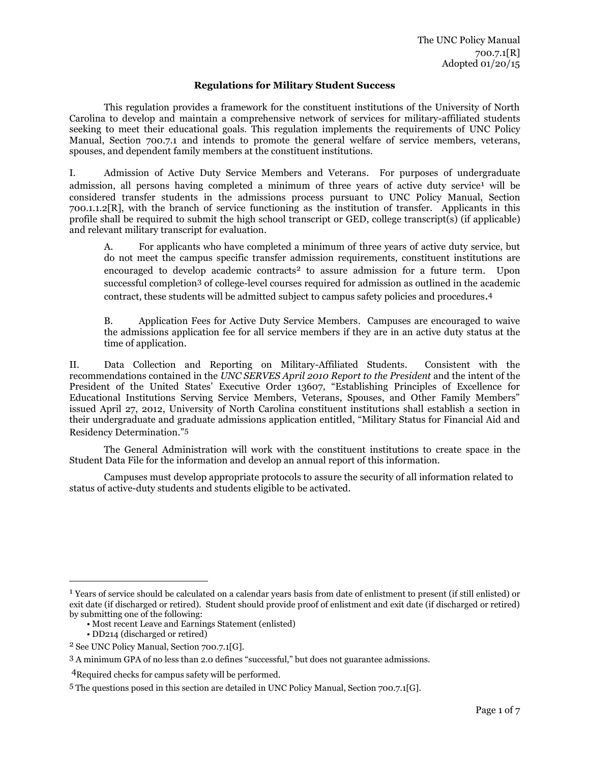The UNC Policy Manual
700.7.1[R]
Adopted 01/20/15

## Regulations for Military Student Success

This regulation provides a framework for the constituent institutions of the University of North Carolina to develop and maintain a comprehensive network of services for military-affiliated students seeking to meet their educational goals. This regulation implements the requirements of UNC Policy Manual, Section 700.7.1 and intends to promote the general welfare of service members, veterans, spouses, and dependent family members at the constituent institutions.

I. Admission of Active Duty Service Members and Veterans. For purposes of undergraduate admission, all persons having completed a minimum of three years of active duty service[1] will be considered transfer students in the admissions process pursuant to UNC Policy Manual, Section 700.1.1.2[R], with the branch of service functioning as the institution of transfer. Applicants in this profile shall be required to submit the high school transcript or GED, college transcript(s) (if applicable) and relevant military transcript for evaluation.

> A. For applicants who have completed a minimum of three years of active duty service, but do not meet the campus specific transfer admission requirements, constituent institutions are encouraged to develop academic contracts[2] to assure admission for a future term. Upon successful completion[3] of college-level courses required for admission as outlined in the academic contract, these students will be admitted subject to campus safety policies and procedures.[4]
>
> B. Application Fees for Active Duty Service Members. Campuses are encouraged to waive the admissions application fee for all service members if they are in an active duty status at the time of application.

II. Data Collection and Reporting on Military-Affiliated Students. Consistent with the recommendations contained in the *UNC SERVES April 2010 Report to the President* and the intent of the President of the United States' Executive Order 13607, "Establishing Principles of Excellence for Educational Institutions Serving Service Members, Veterans, Spouses, and Other Family Members" issued April 27, 2012, University of North Carolina constituent institutions shall establish a section in their undergraduate and graduate admissions application entitled, "Military Status for Financial Aid and Residency Determination."[5]

The General Administration will work with the constituent institutions to create space in the Student Data File for the information and develop an annual report of this information.

Campuses must develop appropriate protocols to assure the security of all information related to status of active-duty students and students eligible to be activated.

---

[1] Years of service should be calculated on a calendar years basis from date of enlistment to present (if still enlisted) or exit date (if discharged or retired). Student should provide proof of enlistment and exit date (if discharged or retired) by submitting one of the following:

- Most recent Leave and Earnings Statement (enlisted)
- DD214 (discharged or retired)

[2] See UNC Policy Manual, Section 700.7.1[G].

[3] A minimum GPA of no less than 2.0 defines "successful," but does not guarantee admissions.

[4] Required checks for campus safety will be performed.

[5] The questions posed in this section are detailed in UNC Policy Manual, Section 700.7.1[G].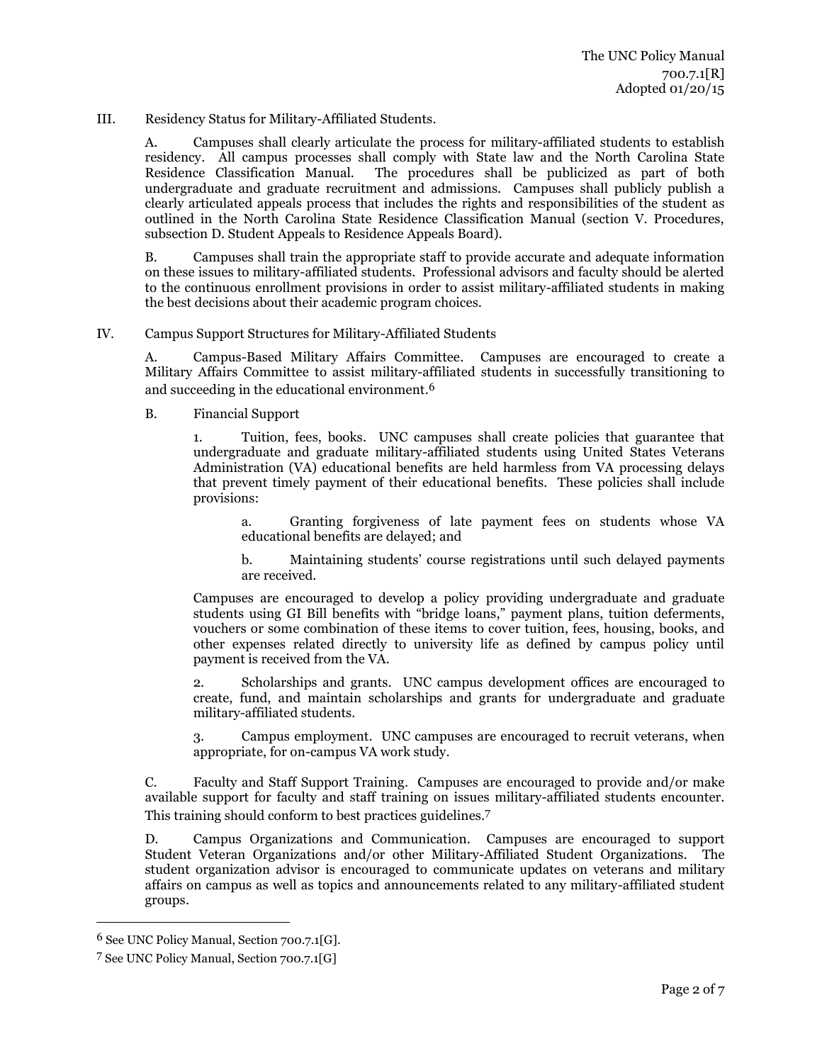III. Residency Status for Military-Affiliated Students.

A. Campuses shall clearly articulate the process for military-affiliated students to establish residency. All campus processes shall comply with State law and the North Carolina State Residence Classification Manual. The procedures shall be publicized as part of both undergraduate and graduate recruitment and admissions. Campuses shall publicly publish a clearly articulated appeals process that includes the rights and responsibilities of the student as outlined in the North Carolina State Residence Classification Manual (section V. Procedures, subsection D. Student Appeals to Residence Appeals Board).

B. Campuses shall train the appropriate staff to provide accurate and adequate information on these issues to military-affiliated students. Professional advisors and faculty should be alerted to the continuous enrollment provisions in order to assist military-affiliated students in making the best decisions about their academic program choices.

IV. Campus Support Structures for Military-Affiliated Students

A. Campus-Based Military Affairs Committee. Campuses are encouraged to create a Military Affairs Committee to assist military-affiliated students in successfully transitioning to and succeeding in the educational environment.[6]

B. Financial Support

1. Tuition, fees, books. UNC campuses shall create policies that guarantee that undergraduate and graduate military-affiliated students using United States Veterans Administration (VA) educational benefits are held harmless from VA processing delays that prevent timely payment of their educational benefits. These policies shall include provisions:

a. Granting forgiveness of late payment fees on students whose VA educational benefits are delayed; and

b. Maintaining students' course registrations until such delayed payments are received.

Campuses are encouraged to develop a policy providing undergraduate and graduate students using GI Bill benefits with "bridge loans," payment plans, tuition deferments, vouchers or some combination of these items to cover tuition, fees, housing, books, and other expenses related directly to university life as defined by campus policy until payment is received from the VA.

2. Scholarships and grants. UNC campus development offices are encouraged to create, fund, and maintain scholarships and grants for undergraduate and graduate military-affiliated students.

3. Campus employment. UNC campuses are encouraged to recruit veterans, when appropriate, for on-campus VA work study.

C. Faculty and Staff Support Training. Campuses are encouraged to provide and/or make available support for faculty and staff training on issues military-affiliated students encounter. This training should conform to best practices guidelines.[7]

D. Campus Organizations and Communication. Campuses are encouraged to support Student Veteran Organizations and/or other Military-Affiliated Student Organizations. The student organization advisor is encouraged to communicate updates on veterans and military affairs on campus as well as topics and announcements related to any military-affiliated student groups.

---

[6] See UNC Policy Manual, Section 700.7.1[G].

[7] See UNC Policy Manual, Section 700.7.1[G]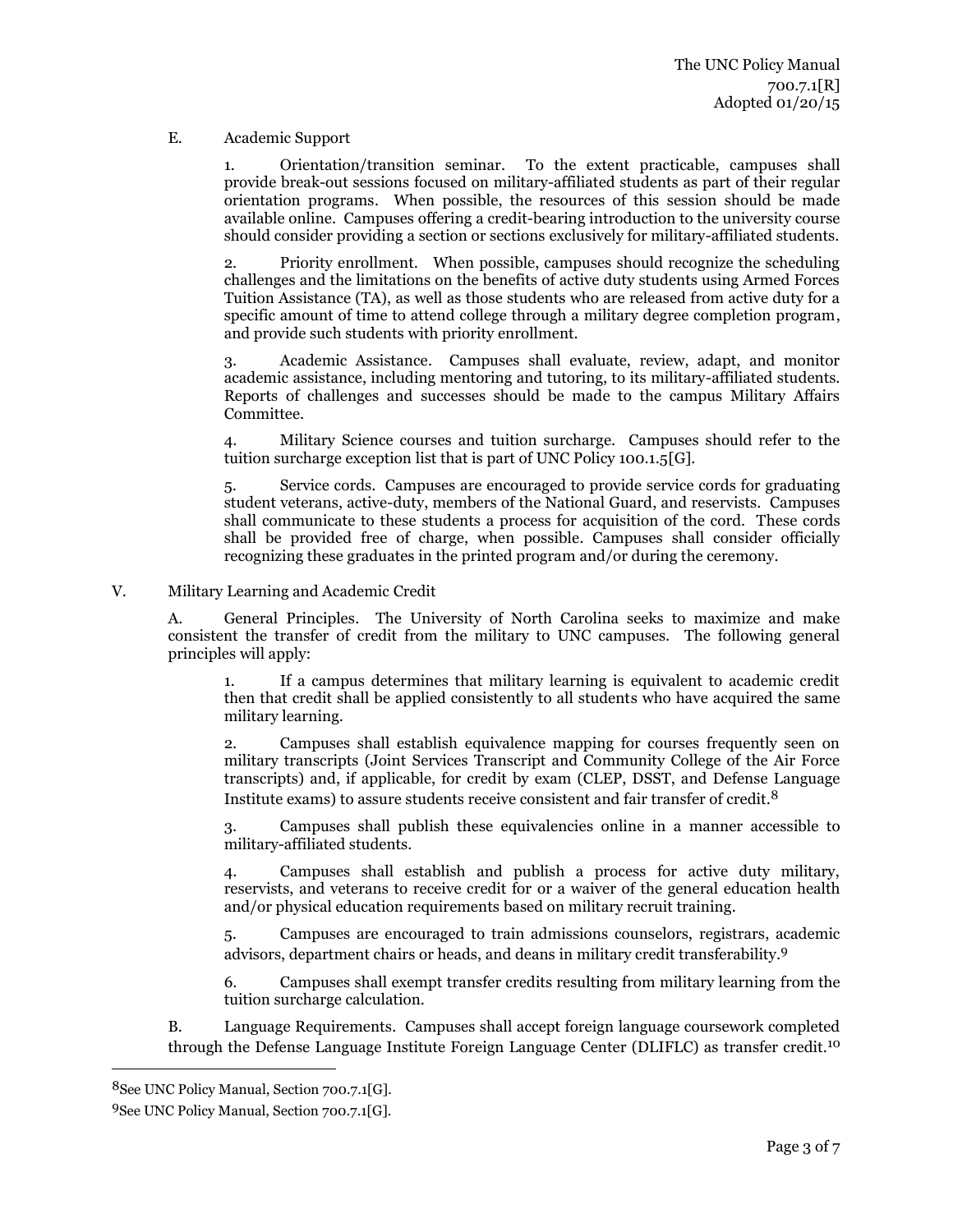E. Academic Support

1. Orientation/transition seminar. To the extent practicable, campuses shall provide break-out sessions focused on military-affiliated students as part of their regular orientation programs. When possible, the resources of this session should be made available online. Campuses offering a credit-bearing introduction to the university course should consider providing a section or sections exclusively for military-affiliated students.

2. Priority enrollment. When possible, campuses should recognize the scheduling challenges and the limitations on the benefits of active duty students using Armed Forces Tuition Assistance (TA), as well as those students who are released from active duty for a specific amount of time to attend college through a military degree completion program, and provide such students with priority enrollment.

3. Academic Assistance. Campuses shall evaluate, review, adapt, and monitor academic assistance, including mentoring and tutoring, to its military-affiliated students. Reports of challenges and successes should be made to the campus Military Affairs Committee.

4. Military Science courses and tuition surcharge. Campuses should refer to the tuition surcharge exception list that is part of UNC Policy 100.1.5[G].

5. Service cords. Campuses are encouraged to provide service cords for graduating student veterans, active-duty, members of the National Guard, and reservists. Campuses shall communicate to these students a process for acquisition of the cord. These cords shall be provided free of charge, when possible. Campuses shall consider officially recognizing these graduates in the printed program and/or during the ceremony.

## V. Military Learning and Academic Credit

A. General Principles. The University of North Carolina seeks to maximize and make consistent the transfer of credit from the military to UNC campuses. The following general principles will apply:

1. If a campus determines that military learning is equivalent to academic credit then that credit shall be applied consistently to all students who have acquired the same military learning.

2. Campuses shall establish equivalence mapping for courses frequently seen on military transcripts (Joint Services Transcript and Community College of the Air Force transcripts) and, if applicable, for credit by exam (CLEP, DSST, and Defense Language Institute exams) to assure students receive consistent and fair transfer of credit.[8]

3. Campuses shall publish these equivalencies online in a manner accessible to military-affiliated students.

4. Campuses shall establish and publish a process for active duty military, reservists, and veterans to receive credit for or a waiver of the general education health and/or physical education requirements based on military recruit training.

5. Campuses are encouraged to train admissions counselors, registrars, academic advisors, department chairs or heads, and deans in military credit transferability.[9]

6. Campuses shall exempt transfer credits resulting from military learning from the tuition surcharge calculation.

B. Language Requirements. Campuses shall accept foreign language coursework completed through the Defense Language Institute Foreign Language Center (DLIFLC) as transfer credit.[10]

---

[8]See UNC Policy Manual, Section 700.7.1[G].

[9]See UNC Policy Manual, Section 700.7.1[G].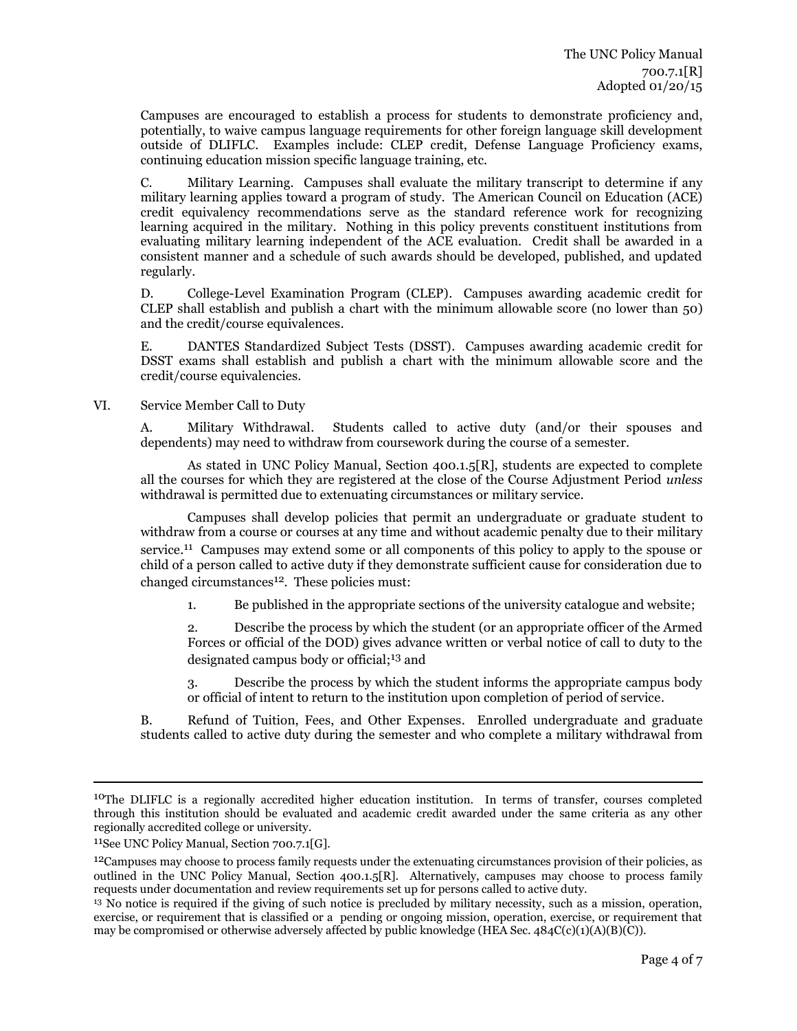Campuses are encouraged to establish a process for students to demonstrate proficiency and, potentially, to waive campus language requirements for other foreign language skill development outside of DLIFLC. Examples include: CLEP credit, Defense Language Proficiency exams, continuing education mission specific language training, etc.

C. Military Learning. Campuses shall evaluate the military transcript to determine if any military learning applies toward a program of study. The American Council on Education (ACE) credit equivalency recommendations serve as the standard reference work for recognizing learning acquired in the military. Nothing in this policy prevents constituent institutions from evaluating military learning independent of the ACE evaluation. Credit shall be awarded in a consistent manner and a schedule of such awards should be developed, published, and updated regularly.

D. College-Level Examination Program (CLEP). Campuses awarding academic credit for CLEP shall establish and publish a chart with the minimum allowable score (no lower than 50) and the credit/course equivalences.

E. DANTES Standardized Subject Tests (DSST). Campuses awarding academic credit for DSST exams shall establish and publish a chart with the minimum allowable score and the credit/course equivalencies.

VI. Service Member Call to Duty

A. Military Withdrawal. Students called to active duty (and/or their spouses and dependents) may need to withdraw from coursework during the course of a semester.

As stated in UNC Policy Manual, Section 400.1.5[R], students are expected to complete all the courses for which they are registered at the close of the Course Adjustment Period *unless* withdrawal is permitted due to extenuating circumstances or military service.

Campuses shall develop policies that permit an undergraduate or graduate student to withdraw from a course or courses at any time and without academic penalty due to their military service.[11] Campuses may extend some or all components of this policy to apply to the spouse or child of a person called to active duty if they demonstrate sufficient cause for consideration due to changed circumstances[12]. These policies must:

1. Be published in the appropriate sections of the university catalogue and website;

2. Describe the process by which the student (or an appropriate officer of the Armed Forces or official of the DOD) gives advance written or verbal notice of call to duty to the designated campus body or official;[13] and

3. Describe the process by which the student informs the appropriate campus body or official of intent to return to the institution upon completion of period of service.

B. Refund of Tuition, Fees, and Other Expenses. Enrolled undergraduate and graduate students called to active duty during the semester and who complete a military withdrawal from

---

[10]The DLIFLC is a regionally accredited higher education institution. In terms of transfer, courses completed through this institution should be evaluated and academic credit awarded under the same criteria as any other regionally accredited college or university.

[11]See UNC Policy Manual, Section 700.7.1[G].

[12]Campuses may choose to process family requests under the extenuating circumstances provision of their policies, as outlined in the UNC Policy Manual, Section 400.1.5[R]. Alternatively, campuses may choose to process family requests under documentation and review requirements set up for persons called to active duty.

[13] No notice is required if the giving of such notice is precluded by military necessity, such as a mission, operation, exercise, or requirement that is classified or a pending or ongoing mission, operation, exercise, or requirement that may be compromised or otherwise adversely affected by public knowledge (HEA Sec. 484C(c)(1)(A)(B)(C)).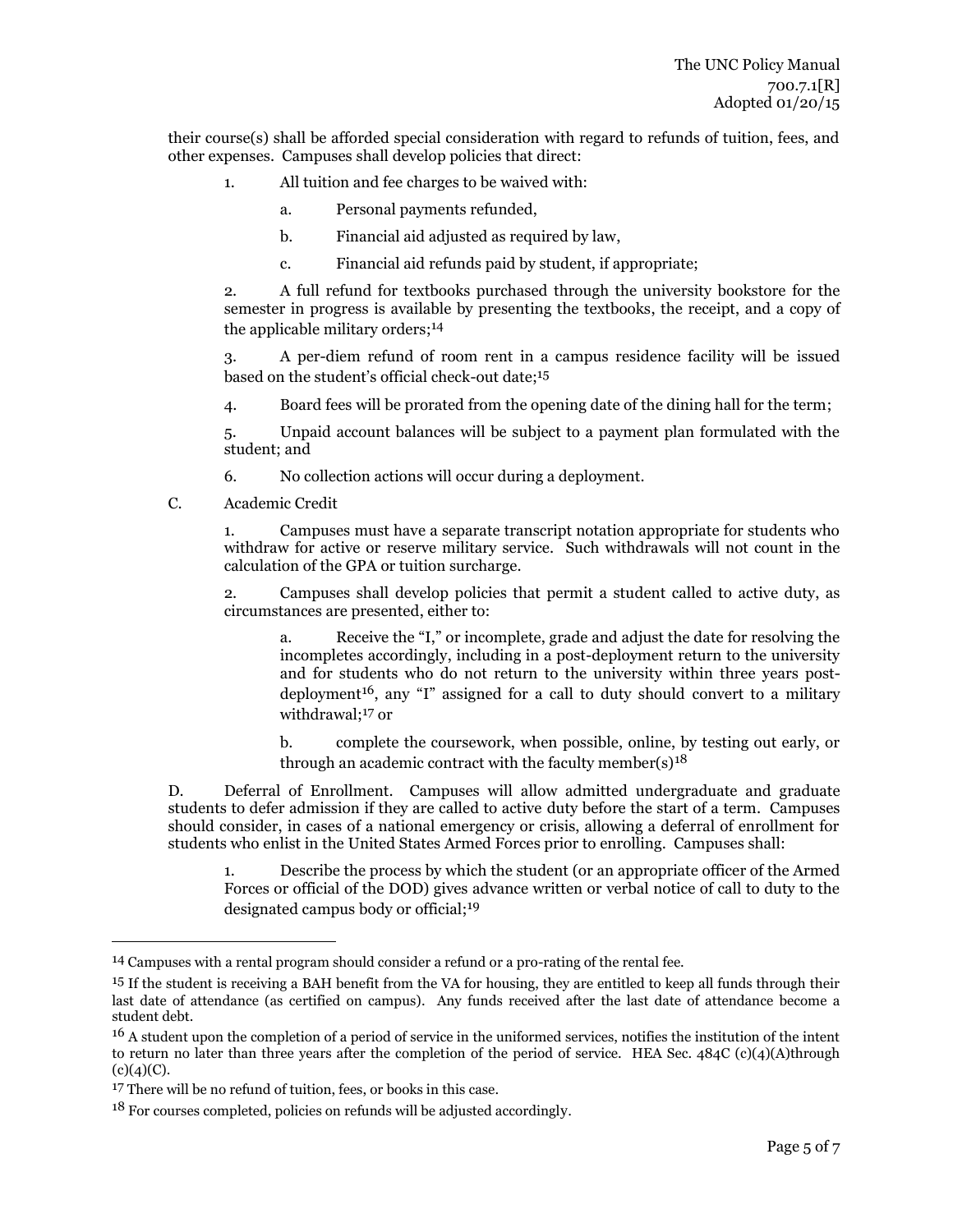their course(s) shall be afforded special consideration with regard to refunds of tuition, fees, and other expenses. Campuses shall develop policies that direct:

1. All tuition and fee charges to be waived with:

   a. Personal payments refunded,

   b. Financial aid adjusted as required by law,

   c. Financial aid refunds paid by student, if appropriate;

2. A full refund for textbooks purchased through the university bookstore for the semester in progress is available by presenting the textbooks, the receipt, and a copy of the applicable military orders;[14]

3. A per-diem refund of room rent in a campus residence facility will be issued based on the student's official check-out date;[15]

4. Board fees will be prorated from the opening date of the dining hall for the term;

5. Unpaid account balances will be subject to a payment plan formulated with the student; and

6. No collection actions will occur during a deployment.

C. Academic Credit

1. Campuses must have a separate transcript notation appropriate for students who withdraw for active or reserve military service. Such withdrawals will not count in the calculation of the GPA or tuition surcharge.

2. Campuses shall develop policies that permit a student called to active duty, as circumstances are presented, either to:

   a. Receive the "I," or incomplete, grade and adjust the date for resolving the incompletes accordingly, including in a post-deployment return to the university and for students who do not return to the university within three years post-deployment[16], any "I" assigned for a call to duty should convert to a military withdrawal;[17] or

   b. complete the coursework, when possible, online, by testing out early, or through an academic contract with the faculty member(s)[18]

D. Deferral of Enrollment. Campuses will allow admitted undergraduate and graduate students to defer admission if they are called to active duty before the start of a term. Campuses should consider, in cases of a national emergency or crisis, allowing a deferral of enrollment for students who enlist in the United States Armed Forces prior to enrolling. Campuses shall:

1. Describe the process by which the student (or an appropriate officer of the Armed Forces or official of the DOD) gives advance written or verbal notice of call to duty to the designated campus body or official;[19]

---

[14] Campuses with a rental program should consider a refund or a pro-rating of the rental fee.

[15] If the student is receiving a BAH benefit from the VA for housing, they are entitled to keep all funds through their last date of attendance (as certified on campus). Any funds received after the last date of attendance become a student debt.

[16] A student upon the completion of a period of service in the uniformed services, notifies the institution of the intent to return no later than three years after the completion of the period of service. HEA Sec. 484C (c)(4)(A)through (c)(4)(C).

[17] There will be no refund of tuition, fees, or books in this case.

[18] For courses completed, policies on refunds will be adjusted accordingly.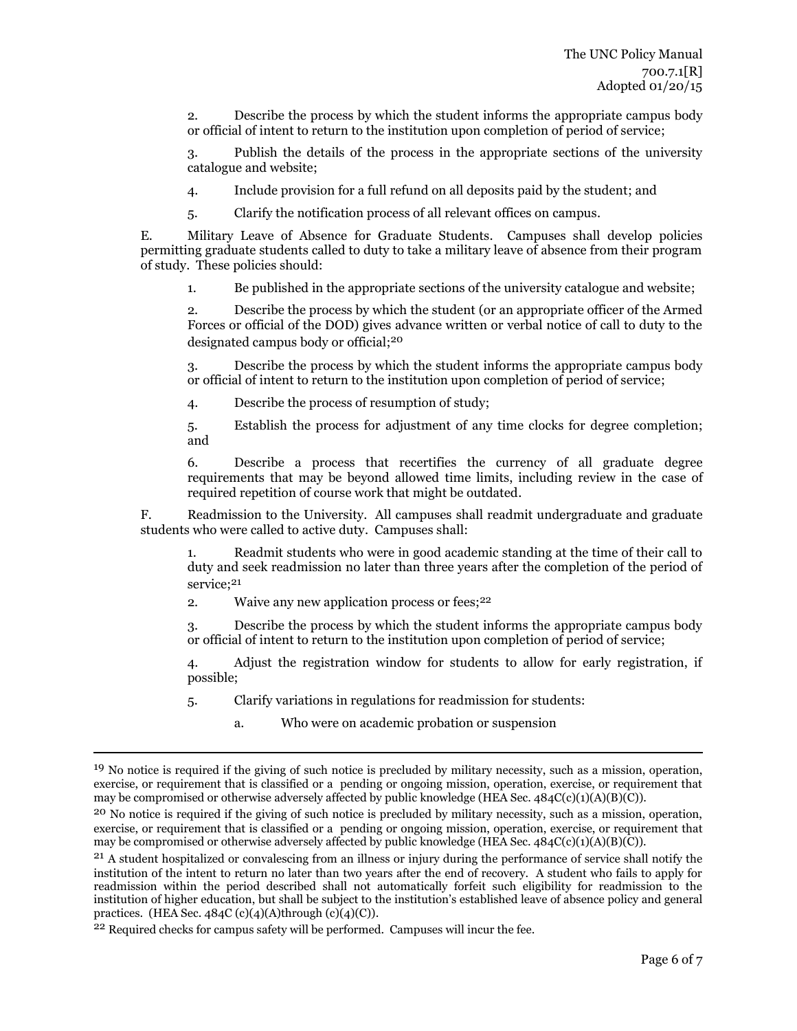2. Describe the process by which the student informs the appropriate campus body or official of intent to return to the institution upon completion of period of service;

3. Publish the details of the process in the appropriate sections of the university catalogue and website;

4. Include provision for a full refund on all deposits paid by the student; and

5. Clarify the notification process of all relevant offices on campus.

E. Military Leave of Absence for Graduate Students. Campuses shall develop policies permitting graduate students called to duty to take a military leave of absence from their program of study. These policies should:

1. Be published in the appropriate sections of the university catalogue and website;

2. Describe the process by which the student (or an appropriate officer of the Armed Forces or official of the DOD) gives advance written or verbal notice of call to duty to the designated campus body or official;[20]

3. Describe the process by which the student informs the appropriate campus body or official of intent to return to the institution upon completion of period of service;

4. Describe the process of resumption of study;

5. Establish the process for adjustment of any time clocks for degree completion; and

6. Describe a process that recertifies the currency of all graduate degree requirements that may be beyond allowed time limits, including review in the case of required repetition of course work that might be outdated.

F. Readmission to the University. All campuses shall readmit undergraduate and graduate students who were called to active duty. Campuses shall:

1. Readmit students who were in good academic standing at the time of their call to duty and seek readmission no later than three years after the completion of the period of service;[21]

2. Waive any new application process or fees;[22]

3. Describe the process by which the student informs the appropriate campus body or official of intent to return to the institution upon completion of period of service;

4. Adjust the registration window for students to allow for early registration, if possible;

5. Clarify variations in regulations for readmission for students:

    a. Who were on academic probation or suspension

---

[19] No notice is required if the giving of such notice is precluded by military necessity, such as a mission, operation, exercise, or requirement that is classified or a pending or ongoing mission, operation, exercise, or requirement that may be compromised or otherwise adversely affected by public knowledge (HEA Sec. 484C(c)(1)(A)(B)(C)).

[20] No notice is required if the giving of such notice is precluded by military necessity, such as a mission, operation, exercise, or requirement that is classified or a pending or ongoing mission, operation, exercise, or requirement that may be compromised or otherwise adversely affected by public knowledge (HEA Sec. 484C(c)(1)(A)(B)(C)).

[21] A student hospitalized or convalescing from an illness or injury during the performance of service shall notify the institution of the intent to return no later than two years after the end of recovery. A student who fails to apply for readmission within the period described shall not automatically forfeit such eligibility for readmission to the institution of higher education, but shall be subject to the institution's established leave of absence policy and general practices. (HEA Sec. 484C (c)(4)(A)through (c)(4)(C)).

[22] Required checks for campus safety will be performed. Campuses will incur the fee.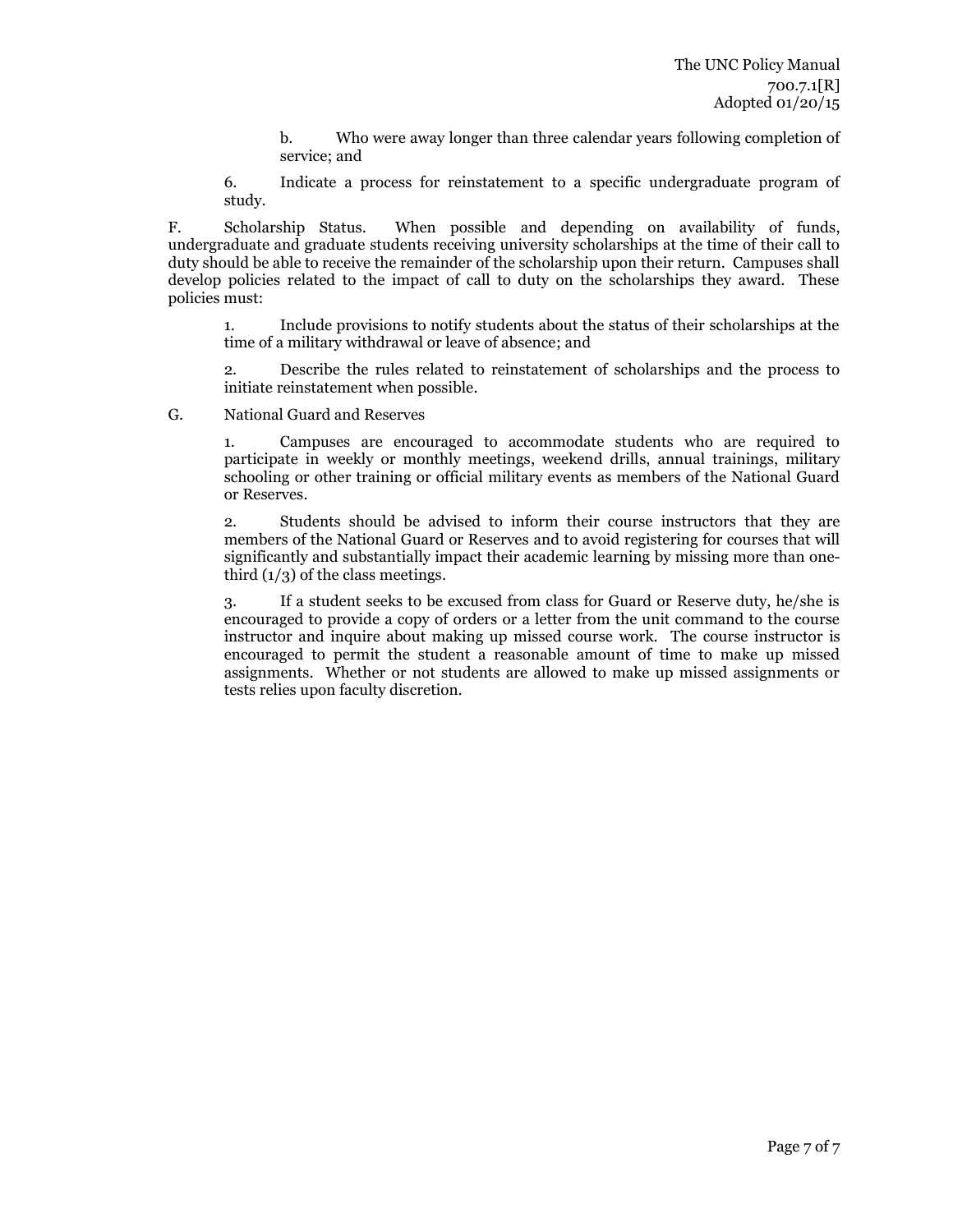b. Who were away longer than three calendar years following completion of service; and

6. Indicate a process for reinstatement to a specific undergraduate program of study.

F. Scholarship Status. When possible and depending on availability of funds, undergraduate and graduate students receiving university scholarships at the time of their call to duty should be able to receive the remainder of the scholarship upon their return. Campuses shall develop policies related to the impact of call to duty on the scholarships they award. These policies must:

1. Include provisions to notify students about the status of their scholarships at the time of a military withdrawal or leave of absence; and

2. Describe the rules related to reinstatement of scholarships and the process to initiate reinstatement when possible.

G. National Guard and Reserves

1. Campuses are encouraged to accommodate students who are required to participate in weekly or monthly meetings, weekend drills, annual trainings, military schooling or other training or official military events as members of the National Guard or Reserves.

2. Students should be advised to inform their course instructors that they are members of the National Guard or Reserves and to avoid registering for courses that will significantly and substantially impact their academic learning by missing more than one-third (1/3) of the class meetings.

3. If a student seeks to be excused from class for Guard or Reserve duty, he/she is encouraged to provide a copy of orders or a letter from the unit command to the course instructor and inquire about making up missed course work. The course instructor is encouraged to permit the student a reasonable amount of time to make up missed assignments. Whether or not students are allowed to make up missed assignments or tests relies upon faculty discretion.